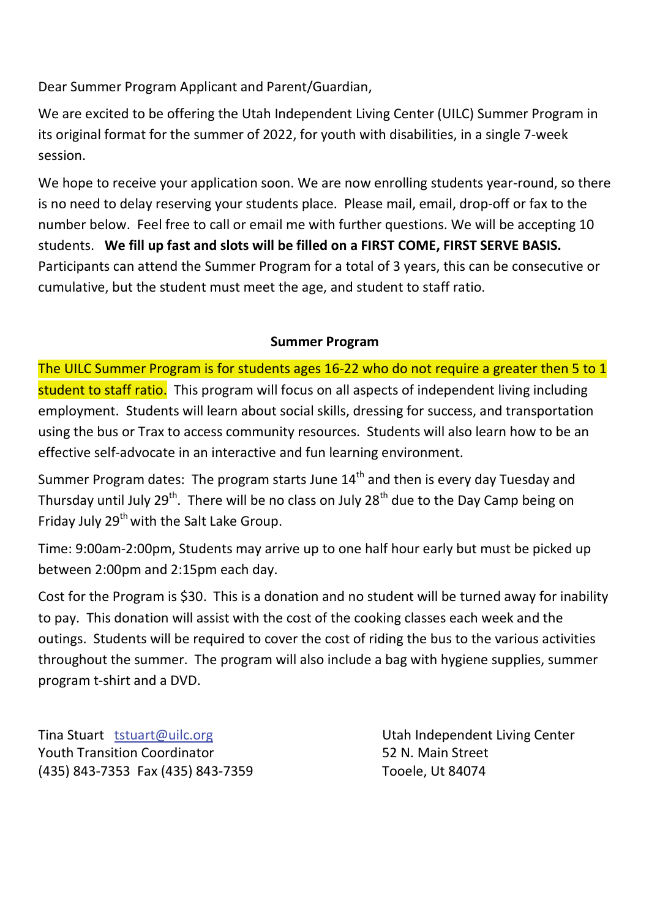Dear Summer Program Applicant and Parent/Guardian,

We are excited to be offering the Utah Independent Living Center (UILC) Summer Program in its original format for the summer of 2022, for youth with disabilities, in a single 7-week session.

We hope to receive your application soon. We are now enrolling students year-round, so there is no need to delay reserving your students place. Please mail, email, drop-off or fax to the number below. Feel free to call or email me with further questions. We will be accepting 10 students. **We fill up fast and slots will be filled on a FIRST COME, FIRST SERVE BASIS.** Participants can attend the Summer Program for a total of 3 years, this can be consecutive or cumulative, but the student must meet the age, and student to staff ratio.

## Summer Program

The UILC Summer Program is for students ages 16-22 who do not require a greater then 5 to 1 student to staff ratio. This program will focus on all aspects of independent living including employment. Students will learn about social skills, dressing for success, and transportation using the bus or Trax to access community resources. Students will also learn how to be an effective self-advocate in an interactive and fun learning environment.

Summer Program dates: The program starts June 14th and then is every day Tuesday and Thursday until July 29th. There will be no class on July 28th due to the Day Camp being on Friday July 29th with the Salt Lake Group.

Time: 9:00am-2:00pm, Students may arrive up to one half hour early but must be picked up between 2:00pm and 2:15pm each day.

Cost for the Program is $30. This is a donation and no student will be turned away for inability to pay. This donation will assist with the cost of the cooking classes each week and the outings. Students will be required to cover the cost of riding the bus to the various activities throughout the summer. The program will also include a bag with hygiene supplies, summer program t-shirt and a DVD.

Tina Stuart tstuart@uilc.org  
Youth Transition Coordinator  
(435) 843-7353 Fax (435) 843-7359

Utah Independent Living Center  
52 N. Main Street  
Tooele, Ut 84074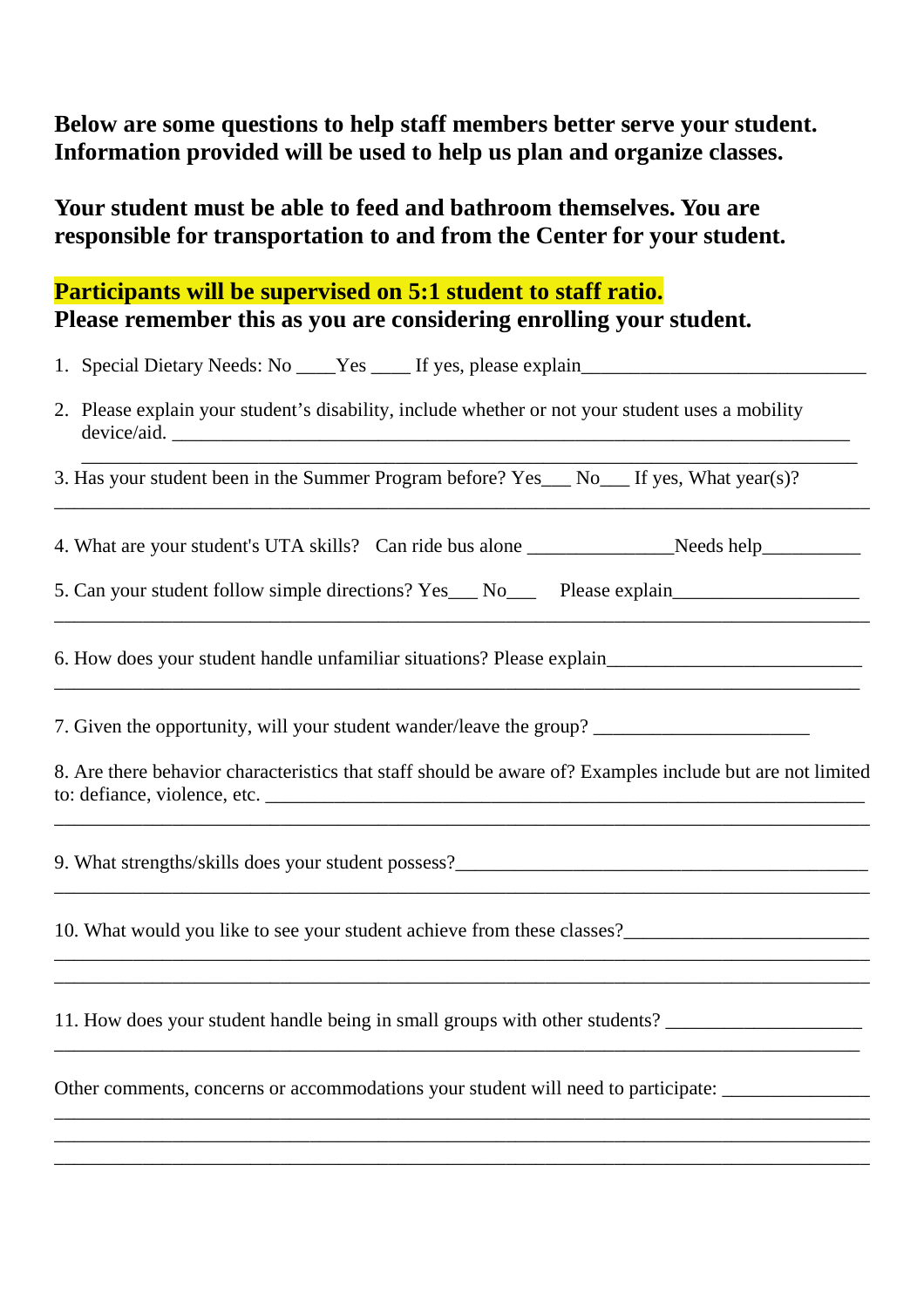**Below are some questions to help staff members better serve your student. Information provided will be used to help us plan and organize classes.**

**Your student must be able to feed and bathroom themselves. You are responsible for transportation to and from the Center for your student.**

**Participants will be supervised on 5:1 student to staff ratio.**
**Please remember this as you are considering enrolling your student.**

1. Special Dietary Needs: No ____Yes ____ If yes, please explain______________________________

2. Please explain your student's disability, include whether or not your student uses a mobility device/aid. ______________________________________________________________________
______________________________________________________________________________

3. Has your student been in the Summer Program before? Yes___ No___ If yes, What year(s)?
______________________________________________________________________________

4. What are your student's UTA skills? Can ride bus alone _______________Needs help__________

5. Can your student follow simple directions? Yes___ No___ Please explain___________________
______________________________________________________________________________

6. How does your student handle unfamiliar situations? Please explain__________________________
______________________________________________________________________________

7. Given the opportunity, will your student wander/leave the group? ______________________

8. Are there behavior characteristics that staff should be aware of? Examples include but are not limited to: defiance, violence, etc. _______________________________________________________________
______________________________________________________________________________

9. What strengths/skills does your student possess?____________________________________________
______________________________________________________________________________

10. What would you like to see your student achieve from these classes?_________________________
______________________________________________________________________________
______________________________________________________________________________

11. How does your student handle being in small groups with other students? ____________________
______________________________________________________________________________

Other comments, concerns or accommodations your student will need to participate: _______________
______________________________________________________________________________
______________________________________________________________________________
______________________________________________________________________________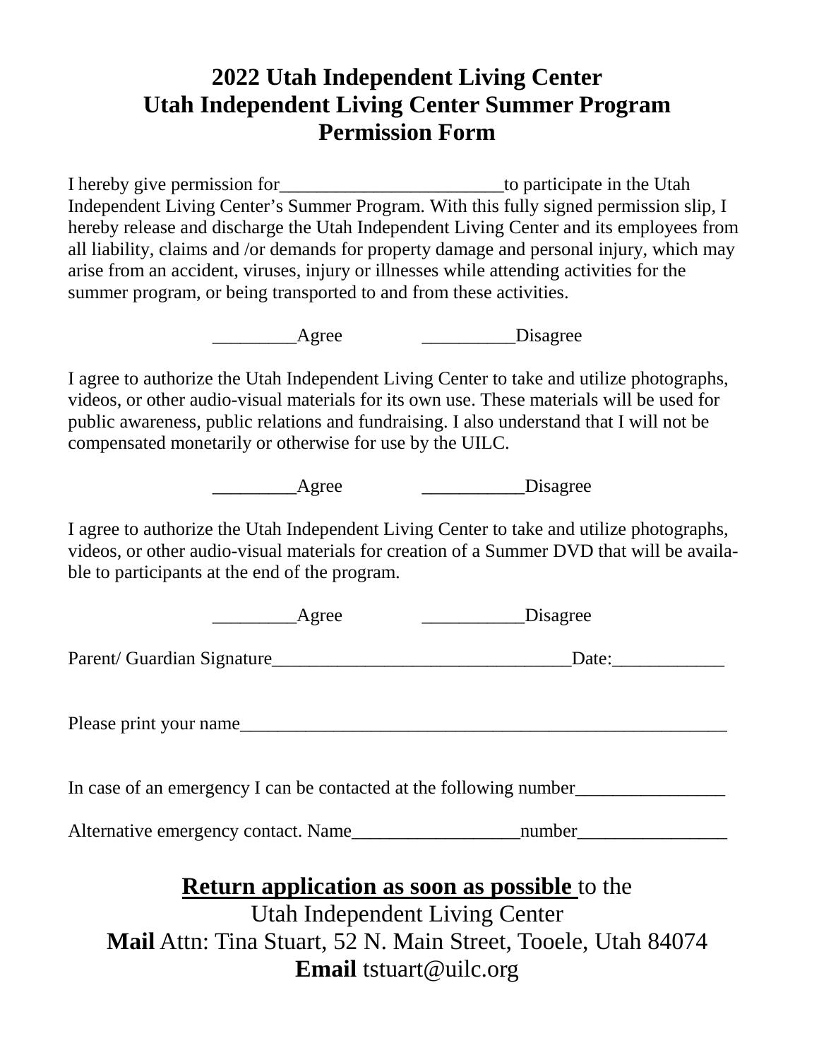# 2022 Utah Independent Living Center
# Utah Independent Living Center Summer Program
# Permission Form

I hereby give permission for________________________to participate in the Utah Independent Living Center's Summer Program. With this fully signed permission slip, I hereby release and discharge the Utah Independent Living Center and its employees from all liability, claims and /or demands for property damage and personal injury, which may arise from an accident, viruses, injury or illnesses while attending activities for the summer program, or being transported to and from these activities.

_________Agree  __________Disagree

I agree to authorize the Utah Independent Living Center to take and utilize photographs, videos, or other audio-visual materials for its own use. These materials will be used for public awareness, public relations and fundraising. I also understand that I will not be compensated monetarily or otherwise for use by the UILC.

_________Agree  ___________Disagree

I agree to authorize the Utah Independent Living Center to take and utilize photographs, videos, or other audio-visual materials for creation of a Summer DVD that will be available to participants at the end of the program.

_________Agree  ___________Disagree

Parent/ Guardian Signature________________________________Date:____________

Please print your name_____________________________________________________

In case of an emergency I can be contacted at the following number________________

Alternative emergency contact. Name__________________number________________

**<u>Return application as soon as possible</u>** to the
Utah Independent Living Center
**Mail** Attn: Tina Stuart, 52 N. Main Street, Tooele, Utah 84074
**Email** tstuart@uilc.org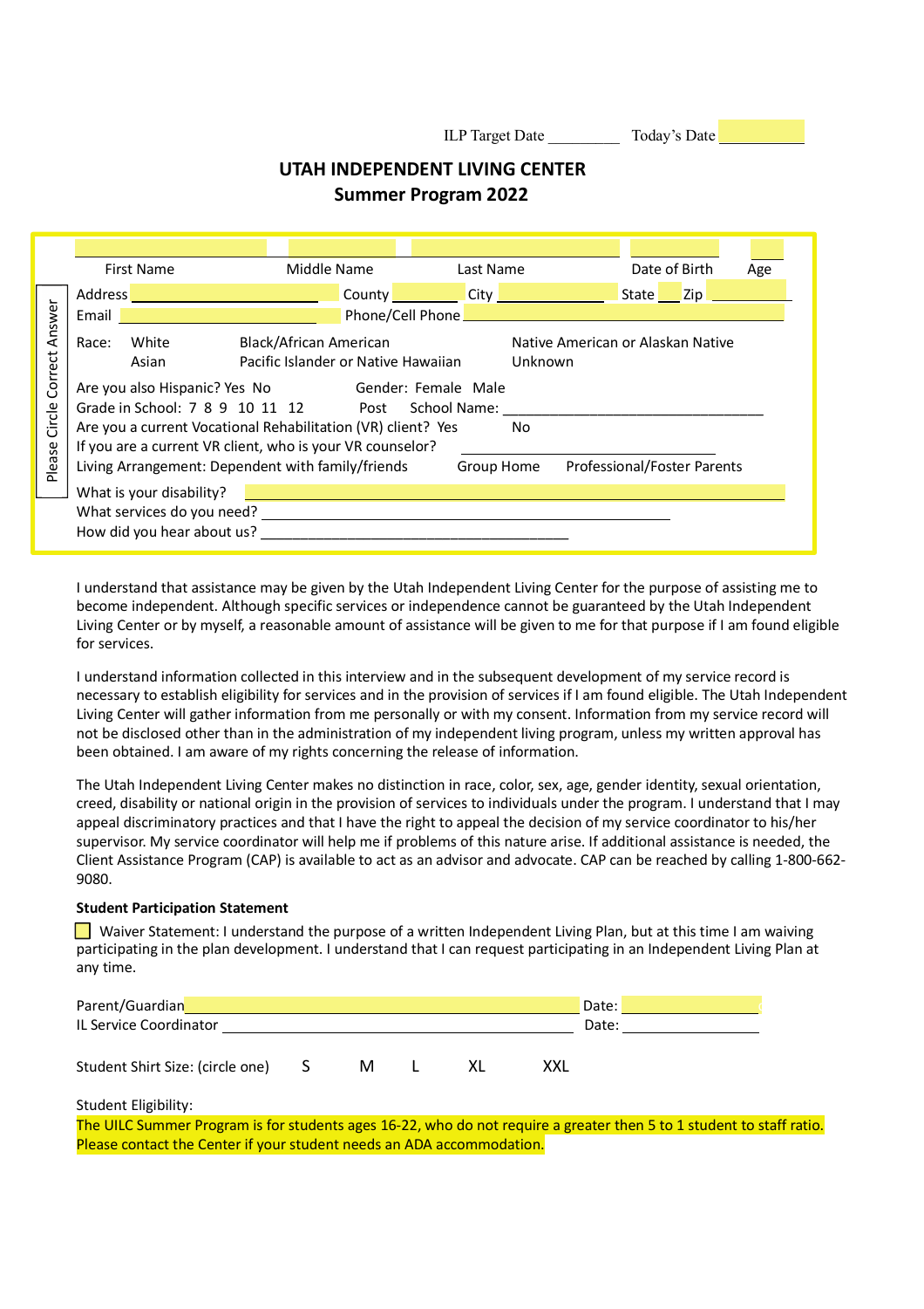ILP Target Date \_\_\_\_\_\_\_\_\_ Today's Date \_\_\_\_\_\_\_\_\_

**UTAH INDEPENDENT LIVING CENTER**
**Summer Program 2022**

*Please Circle Correct Answer*

First Name \_\_\_\_\_\_\_\_ Middle Name \_\_\_\_\_\_\_\_ Last Name \_\_\_\_\_\_\_\_ Date of Birth \_\_\_\_\_\_\_\_ Age \_\_\_\_

Address \_\_\_\_\_\_\_\_\_\_\_\_\_\_\_\_\_\_\_\_ County \_\_\_\_\_\_\_\_ City \_\_\_\_\_\_\_\_\_\_\_\_ State \_\_\_ Zip \_\_\_\_\_\_\_\_

Email \_\_\_\_\_\_\_\_\_\_\_\_\_\_\_\_\_\_\_\_ Phone/Cell Phone \_\_\_\_\_\_\_\_\_\_\_\_\_\_\_\_\_\_\_\_

Race: White Black/African American Native American or Alaskan Native
Asian Pacific Islander or Native Hawaiian Unknown

Are you also Hispanic? Yes No Gender: Female Male

Grade in School: 7 8 9 10 11 12 Post School Name: \_\_\_\_\_\_\_\_\_\_\_\_\_\_\_\_\_\_\_\_\_\_\_\_\_\_\_\_\_\_

Are you a current Vocational Rehabilitation (VR) client? Yes No

If you are a current VR client, who is your VR counselor? \_\_\_\_\_\_\_\_\_\_\_\_\_\_\_\_\_\_\_\_\_\_\_\_

Living Arrangement: Dependent with family/friends Group Home Professional/Foster Parents

What is your disability? \_\_\_\_\_\_\_\_\_\_\_\_\_\_\_\_\_\_\_\_\_\_\_\_\_\_\_\_\_\_\_\_\_\_\_\_\_\_\_\_\_\_\_\_\_\_\_\_\_\_

What services do you need? \_\_\_\_\_\_\_\_\_\_\_\_\_\_\_\_\_\_\_\_\_\_\_\_\_\_\_\_\_\_\_\_\_\_\_\_\_\_\_\_\_\_\_\_

How did you hear about us? \_\_\_\_\_\_\_\_\_\_\_\_\_\_\_\_\_\_\_\_\_\_\_\_\_\_\_\_\_\_\_\_\_\_\_\_\_\_

I understand that assistance may be given by the Utah Independent Living Center for the purpose of assisting me to become independent. Although specific services or independence cannot be guaranteed by the Utah Independent Living Center or by myself, a reasonable amount of assistance will be given to me for that purpose if I am found eligible for services.

I understand information collected in this interview and in the subsequent development of my service record is necessary to establish eligibility for services and in the provision of services if I am found eligible. The Utah Independent Living Center will gather information from me personally or with my consent. Information from my service record will not be disclosed other than in the administration of my independent living program, unless my written approval has been obtained. I am aware of my rights concerning the release of information.

The Utah Independent Living Center makes no distinction in race, color, sex, age, gender identity, sexual orientation, creed, disability or national origin in the provision of services to individuals under the program. I understand that I may appeal discriminatory practices and that I have the right to appeal the decision of my service coordinator to his/her supervisor. My service coordinator will help me if problems of this nature arise. If additional assistance is needed, the Client Assistance Program (CAP) is available to act as an advisor and advocate. CAP can be reached by calling 1-800-662-9080.

**Student Participation Statement**

☐ Waiver Statement: I understand the purpose of a written Independent Living Plan, but at this time I am waiving participating in the plan development. I understand that I can request participating in an Independent Living Plan at any time.

Parent/Guardian \_\_\_\_\_\_\_\_\_\_\_\_\_\_\_\_\_\_\_\_\_\_\_\_\_\_\_\_\_\_\_\_\_\_\_\_\_\_ Date: \_\_\_\_\_\_\_\_\_\_\_\_

IL Service Coordinator \_\_\_\_\_\_\_\_\_\_\_\_\_\_\_\_\_\_\_\_\_\_\_\_\_\_\_\_\_\_\_\_\_\_ Date: \_\_\_\_\_\_\_\_\_\_\_\_

Student Shirt Size: (circle one) S M L XL XXL

Student Eligibility:

The UILC Summer Program is for students ages 16-22, who do not require a greater then 5 to 1 student to staff ratio. Please contact the Center if your student needs an ADA accommodation.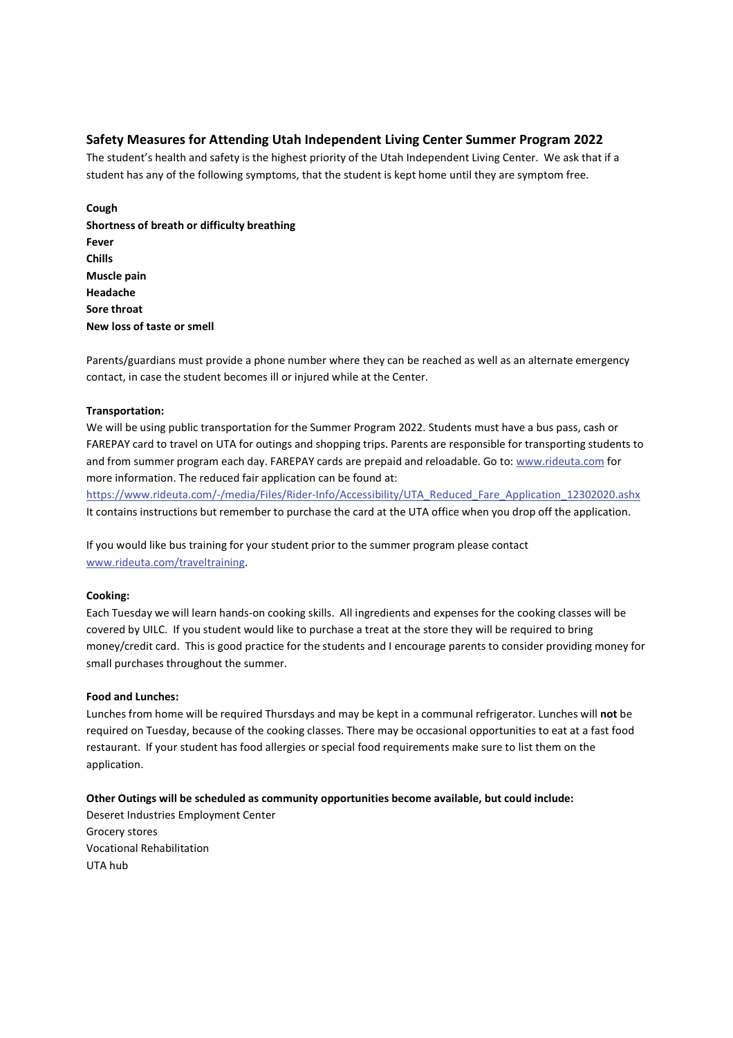## Safety Measures for Attending Utah Independent Living Center Summer Program 2022

The student's health and safety is the highest priority of the Utah Independent Living Center. We ask that if a student has any of the following symptoms, that the student is kept home until they are symptom free.

**Cough**
**Shortness of breath or difficulty breathing**
**Fever**
**Chills**
**Muscle pain**
**Headache**
**Sore throat**
**New loss of taste or smell**

Parents/guardians must provide a phone number where they can be reached as well as an alternate emergency contact, in case the student becomes ill or injured while at the Center.

**Transportation:**

We will be using public transportation for the Summer Program 2022. Students must have a bus pass, cash or FAREPAY card to travel on UTA for outings and shopping trips. Parents are responsible for transporting students to and from summer program each day. FAREPAY cards are prepaid and reloadable. Go to: www.rideuta.com for more information. The reduced fair application can be found at:
https://www.rideuta.com/-/media/Files/Rider-Info/Accessibility/UTA_Reduced_Fare_Application_12302020.ashx
It contains instructions but remember to purchase the card at the UTA office when you drop off the application.

If you would like bus training for your student prior to the summer program please contact www.rideuta.com/traveltraining.

**Cooking:**

Each Tuesday we will learn hands-on cooking skills. All ingredients and expenses for the cooking classes will be covered by UILC. If you student would like to purchase a treat at the store they will be required to bring money/credit card. This is good practice for the students and I encourage parents to consider providing money for small purchases throughout the summer.

**Food and Lunches:**

Lunches from home will be required Thursdays and may be kept in a communal refrigerator. Lunches will **not** be required on Tuesday, because of the cooking classes. There may be occasional opportunities to eat at a fast food restaurant. If your student has food allergies or special food requirements make sure to list them on the application.

**Other Outings will be scheduled as community opportunities become available, but could include:**

Deseret Industries Employment Center
Grocery stores
Vocational Rehabilitation
UTA hub